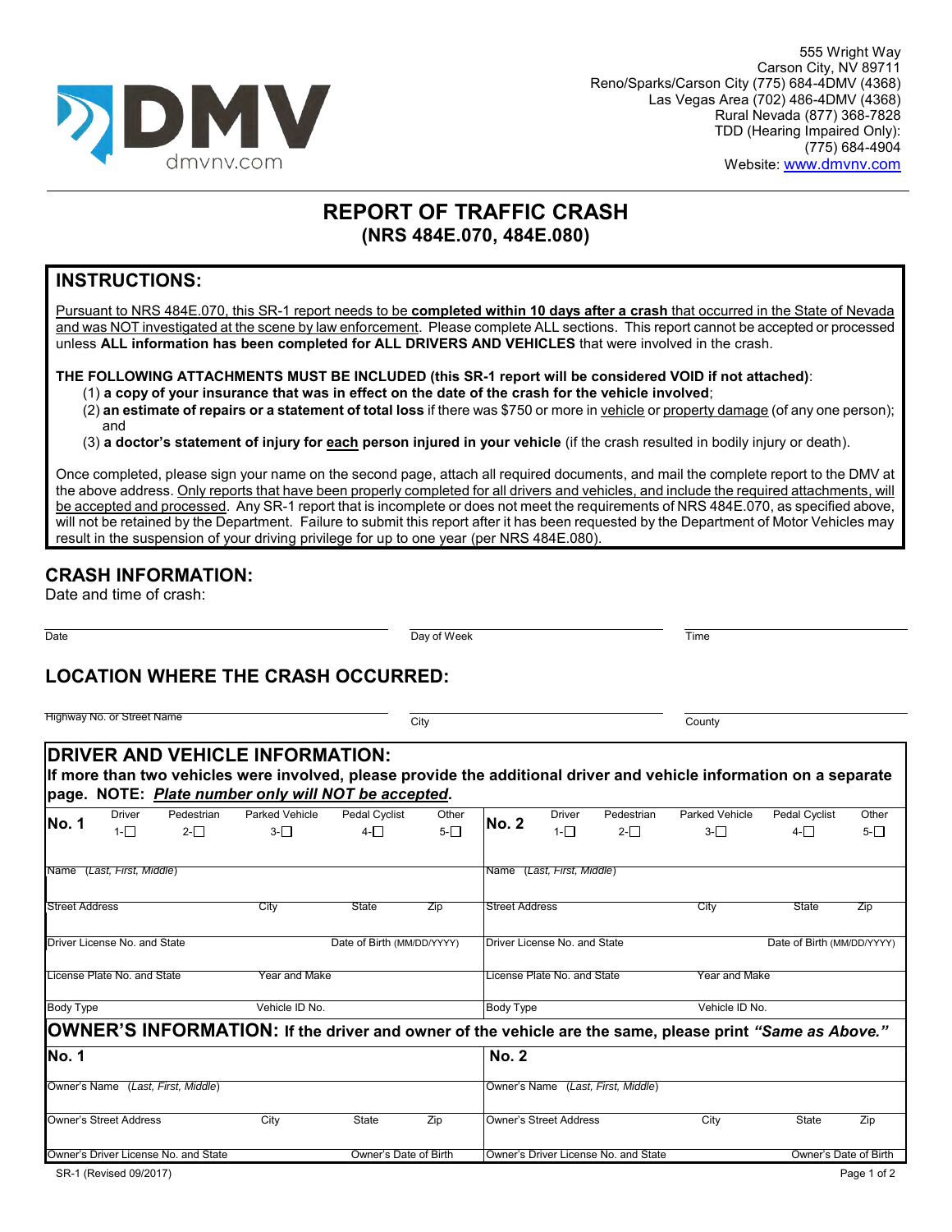555 Wright Way
Carson City, NV 89711
Reno/Sparks/Carson City (775) 684-4DMV (4368)
Las Vegas Area (702) 486-4DMV (4368)
Rural Nevada (877) 368-7828
TDD (Hearing Impaired Only):
(775) 684-4904
Website: www.dmvnv.com

# REPORT OF TRAFFIC CRASH
## (NRS 484E.070, 484E.080)

## INSTRUCTIONS:

Pursuant to NRS 484E.070, this SR-1 report needs to be **completed within 10 days after a crash** that occurred in the State of Nevada and was NOT investigated at the scene by law enforcement. Please complete ALL sections. This report cannot be accepted or processed unless **ALL information has been completed for ALL DRIVERS AND VEHICLES** that were involved in the crash.

**THE FOLLOWING ATTACHMENTS MUST BE INCLUDED (this SR-1 report will be considered VOID if not attached)**:

(1) **a copy of your insurance that was in effect on the date of the crash for the vehicle involved**;
(2) **an estimate of repairs or a statement of total loss** if there was $750 or more in vehicle or property damage (of any one person); and
(3) **a doctor's statement of injury for each person injured in your vehicle** (if the crash resulted in bodily injury or death).

Once completed, please sign your name on the second page, attach all required documents, and mail the complete report to the DMV at the above address. Only reports that have been properly completed for all drivers and vehicles, and include the required attachments, will be accepted and processed. Any SR-1 report that is incomplete or does not meet the requirements of NRS 484E.070, as specified above, will not be retained by the Department. Failure to submit this report after it has been requested by the Department of Motor Vehicles may result in the suspension of your driving privilege for up to one year (per NRS 484E.080).

## CRASH INFORMATION:

Date and time of crash:

| Date | Day of Week | Time |
|---|---|---|
| | | |

## LOCATION WHERE THE CRASH OCCURRED:

| Highway No. or Street Name | City | County |
|---|---|---|
| | | |

## DRIVER AND VEHICLE INFORMATION:

**If more than two vehicles were involved, please provide the additional driver and vehicle information on a separate page. NOTE: *Plate number only will NOT be accepted*.**

| No. 1 | | | | No. 2 | | | |
|---|---|---|---|---|---|---|---|
| Driver 1-☐ Pedestrian 2-☐ Parked Vehicle 3-☐ Pedal Cyclist 4-☐ Other 5-☐ | | | | Driver 1-☐ Pedestrian 2-☐ Parked Vehicle 3-☐ Pedal Cyclist 4-☐ Other 5-☐ | | | |
| Name (*Last, First, Middle*) | | | | Name (*Last, First, Middle*) | | | |
| Street Address | City | State | Zip | Street Address | City | State | Zip |
| Driver License No. and State | | Date of Birth (MM/DD/YYYY) | | Driver License No. and State | | Date of Birth (MM/DD/YYYY) | |
| License Plate No. and State | Year and Make | | | License Plate No. and State | Year and Make | | |
| Body Type | Vehicle ID No. | | | Body Type | Vehicle ID No. | | |

## OWNER'S INFORMATION: If the driver and owner of the vehicle are the same, please print *"Same as Above."*

| No. 1 | | | | No. 2 | | | |
|---|---|---|---|---|---|---|---|
| Owner's Name (*Last, First, Middle*) | | | | Owner's Name (*Last, First, Middle*) | | | |
| Owner's Street Address | City | State | Zip | Owner's Street Address | City | State | Zip |
| Owner's Driver License No. and State | | Owner's Date of Birth | | Owner's Driver License No. and State | | Owner's Date of Birth | |

SR-1 (Revised 09/2017)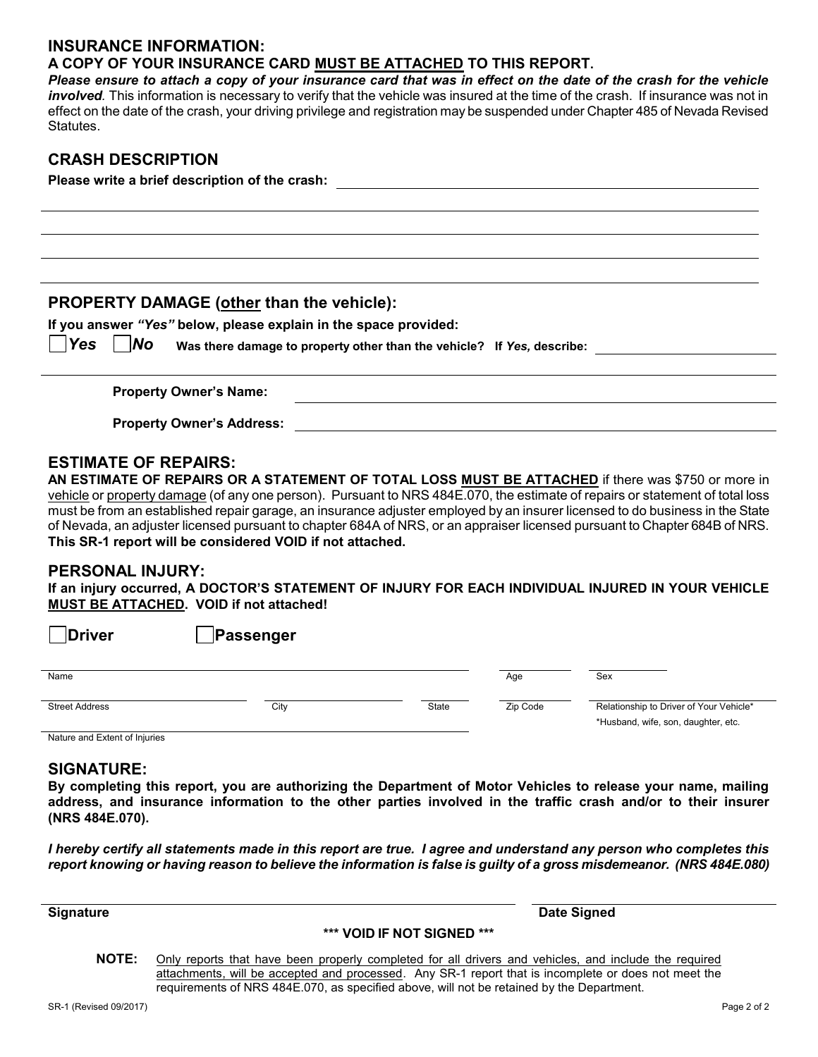## INSURANCE INFORMATION:

**A COPY OF YOUR INSURANCE CARD MUST BE ATTACHED TO THIS REPORT.**

***Please ensure to attach a copy of your insurance card that was in effect on the date of the crash for the vehicle involved***. This information is necessary to verify that the vehicle was insured at the time of the crash. If insurance was not in effect on the date of the crash, your driving privilege and registration may be suspended under Chapter 485 of Nevada Revised Statutes.

## CRASH DESCRIPTION

**Please write a brief description of the crash:** ______________________________

______________________________

______________________________

______________________________

______________________________

## PROPERTY DAMAGE (other than the vehicle):

**If you answer *"Yes"* below, please explain in the space provided:**

☐ ***Yes*** ☐ ***No*** **Was there damage to property other than the vehicle? If *Yes,* describe:** ______________________________

______________________________

**Property Owner's Name:** ______________________________

**Property Owner's Address:** ______________________________

## ESTIMATE OF REPAIRS:

**AN ESTIMATE OF REPAIRS OR A STATEMENT OF TOTAL LOSS MUST BE ATTACHED** if there was $750 or more in vehicle or property damage (of any one person). Pursuant to NRS 484E.070, the estimate of repairs or statement of total loss must be from an established repair garage, an insurance adjuster employed by an insurer licensed to do business in the State of Nevada, an adjuster licensed pursuant to chapter 684A of NRS, or an appraiser licensed pursuant to Chapter 684B of NRS. **This SR-1 report will be considered VOID if not attached.**

## PERSONAL INJURY:

**If an injury occurred, A DOCTOR'S STATEMENT OF INJURY FOR EACH INDIVIDUAL INJURED IN YOUR VEHICLE MUST BE ATTACHED. VOID if not attached!**

☐ **Driver** ☐ **Passenger**

| | | | | |
|---|---|---|---|---|
| Name | | | Age | Sex |
| Street Address | City | State | Zip Code | Relationship to Driver of Your Vehicle* <br> *Husband, wife, son, daughter, etc. |
| Nature and Extent of Injuries | | | | |

## SIGNATURE:

**By completing this report, you are authorizing the Department of Motor Vehicles to release your name, mailing address, and insurance information to the other parties involved in the traffic crash and/or to their insurer (NRS 484E.070).**

***I hereby certify all statements made in this report are true. I agree and understand any person who completes this report knowing or having reason to believe the information is false is guilty of a gross misdemeanor. (NRS 484E.080)***

______________________________ ______________________________

**Signature** **Date Signed**

**\*\*\* VOID IF NOT SIGNED \*\*\***

**NOTE:** Only reports that have been properly completed for all drivers and vehicles, and include the required attachments, will be accepted and processed. Any SR-1 report that is incomplete or does not meet the requirements of NRS 484E.070, as specified above, will not be retained by the Department.

SR-1 (Revised 09/2017)